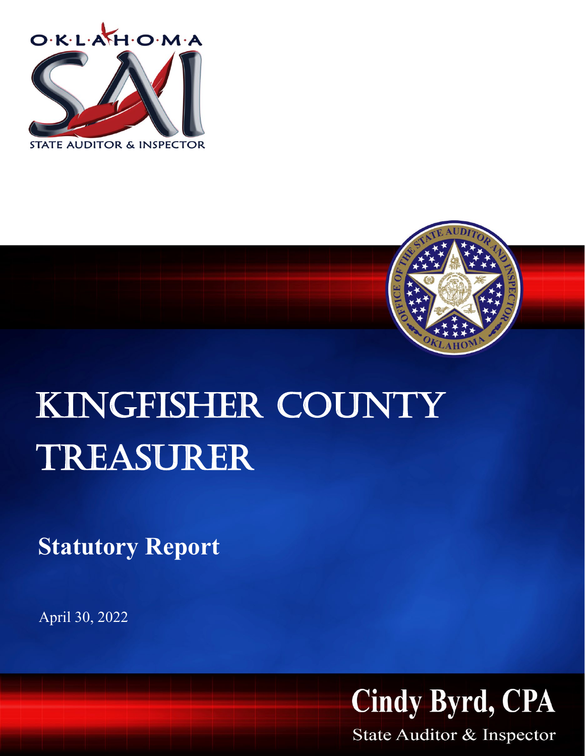# KINGFISHER COUNTY TREASURER

## Statutory Report

April 30, 2022

**Cindy Byrd, CPA**

State Auditor & Inspector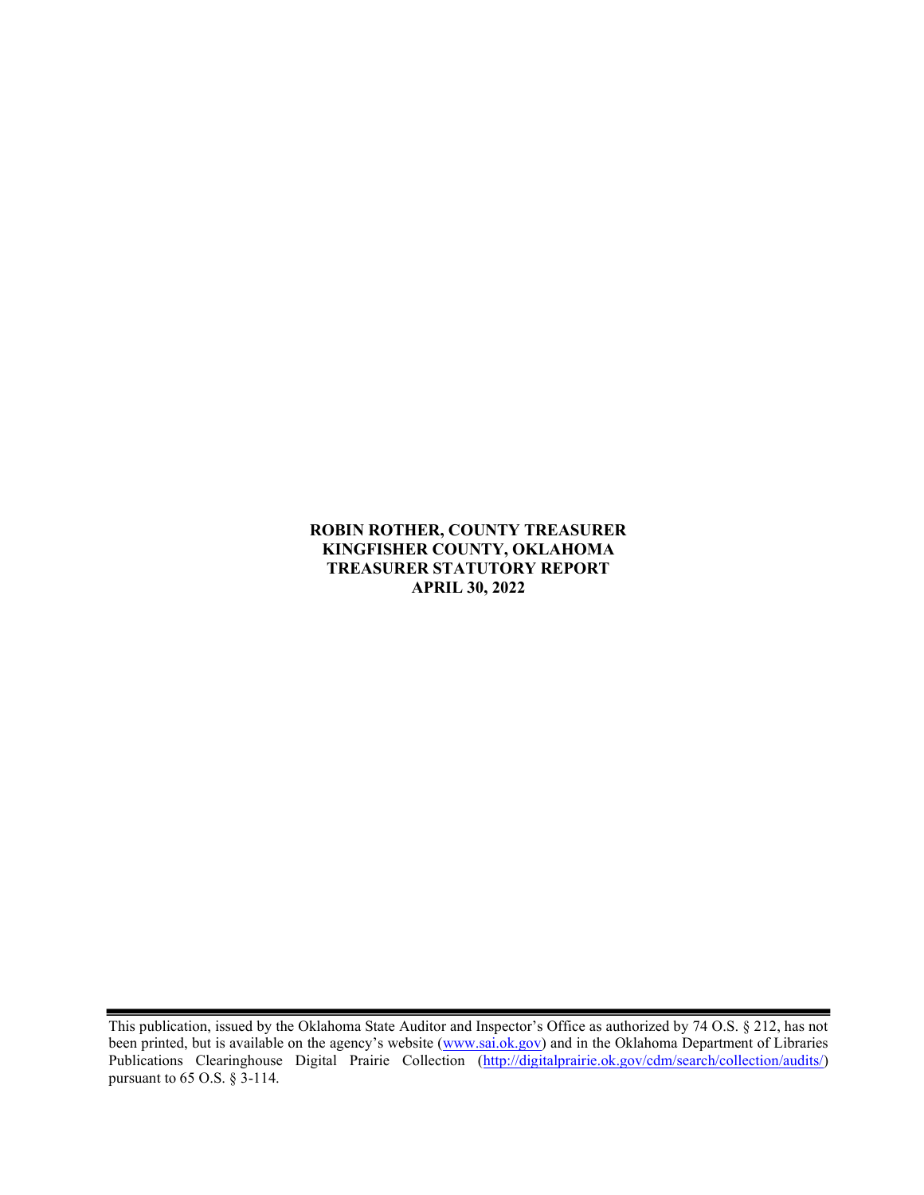**ROBIN ROTHER, COUNTY TREASURER**
**KINGFISHER COUNTY, OKLAHOMA**
**TREASURER STATUTORY REPORT**
**APRIL 30, 2022**

---

This publication, issued by the Oklahoma State Auditor and Inspector's Office as authorized by 74 O.S. § 212, has not been printed, but is available on the agency's website (www.sai.ok.gov) and in the Oklahoma Department of Libraries Publications Clearinghouse Digital Prairie Collection (http://digitalprairie.ok.gov/cdm/search/collection/audits/) pursuant to 65 O.S. § 3-114.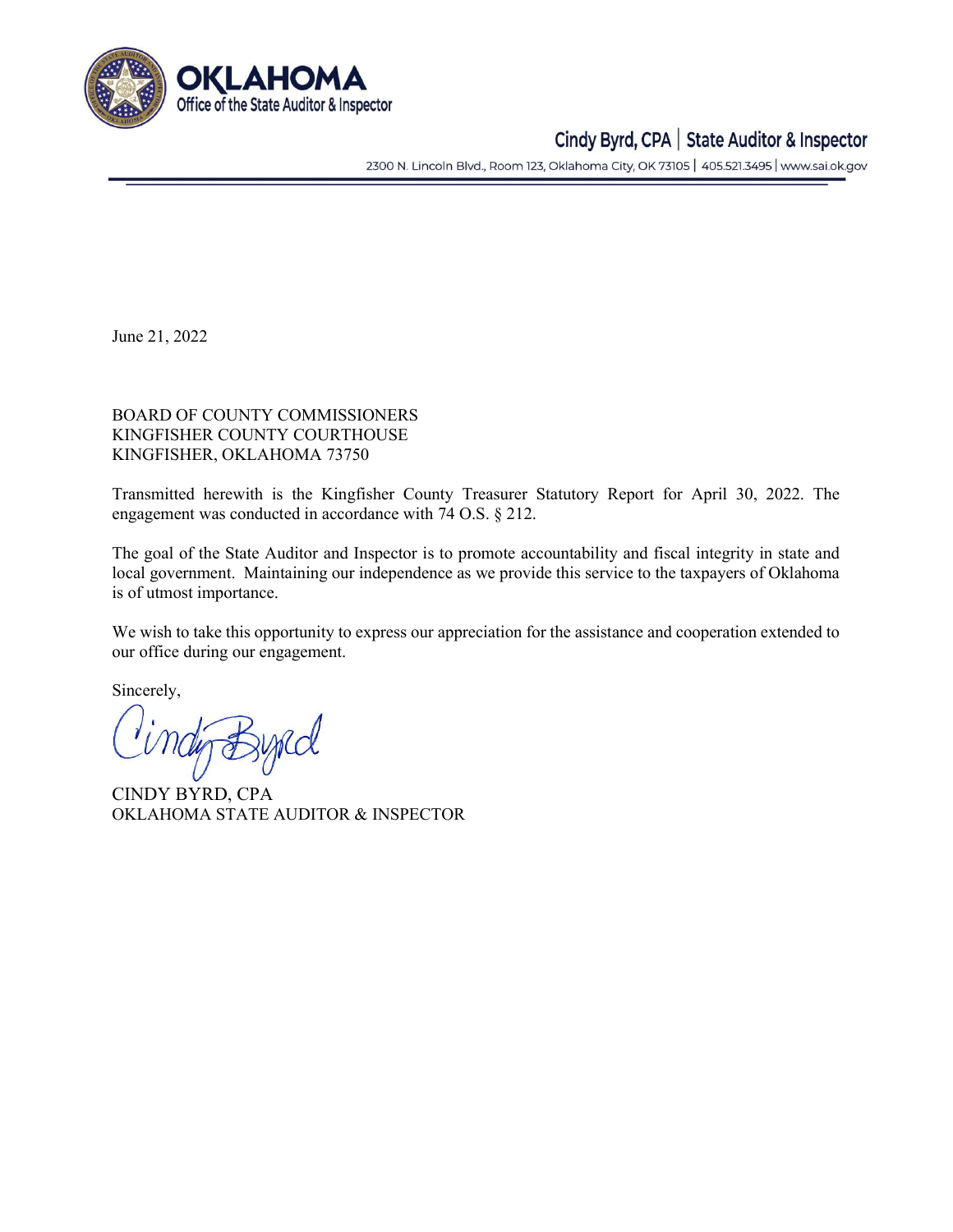**OKLAHOMA**
Office of the State Auditor & Inspector

Cindy Byrd, CPA | State Auditor & Inspector

2300 N. Lincoln Blvd., Room 123, Oklahoma City, OK 73105 | 405.521.3495 | www.sai.ok.gov

June 21, 2022

BOARD OF COUNTY COMMISSIONERS
KINGFISHER COUNTY COURTHOUSE
KINGFISHER, OKLAHOMA 73750

Transmitted herewith is the Kingfisher County Treasurer Statutory Report for April 30, 2022. The engagement was conducted in accordance with 74 O.S. § 212.

The goal of the State Auditor and Inspector is to promote accountability and fiscal integrity in state and local government. Maintaining our independence as we provide this service to the taxpayers of Oklahoma is of utmost importance.

We wish to take this opportunity to express our appreciation for the assistance and cooperation extended to our office during our engagement.

Sincerely,

Cindy Byrd

CINDY BYRD, CPA
OKLAHOMA STATE AUDITOR & INSPECTOR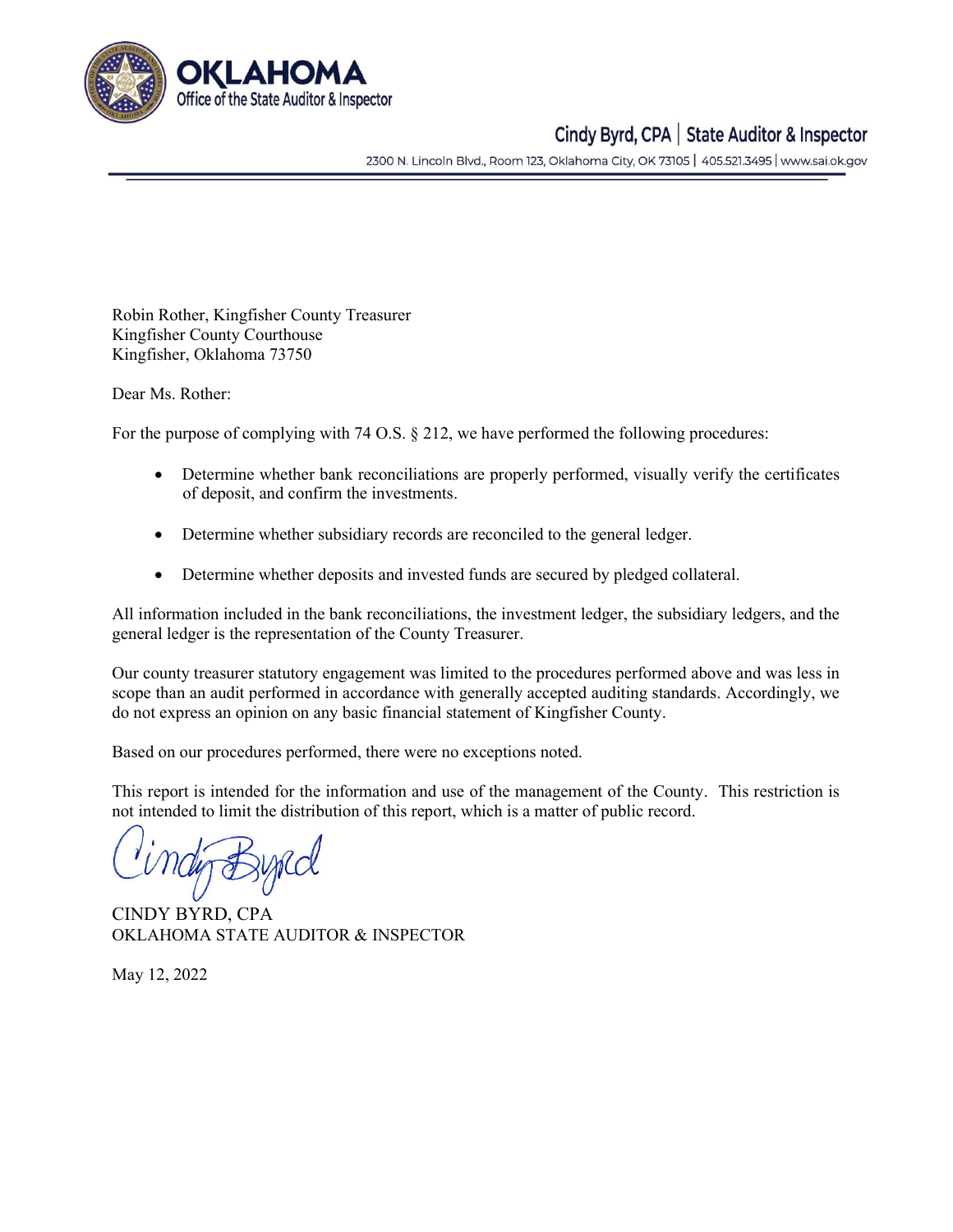**OKLAHOMA**
Office of the State Auditor & Inspector

Cindy Byrd, CPA | State Auditor & Inspector

2300 N. Lincoln Blvd., Room 123, Oklahoma City, OK 73105 | 405.521.3495 | www.sai.ok.gov

Robin Rother, Kingfisher County Treasurer
Kingfisher County Courthouse
Kingfisher, Oklahoma 73750

Dear Ms. Rother:

For the purpose of complying with 74 O.S. § 212, we have performed the following procedures:

- Determine whether bank reconciliations are properly performed, visually verify the certificates of deposit, and confirm the investments.
- Determine whether subsidiary records are reconciled to the general ledger.
- Determine whether deposits and invested funds are secured by pledged collateral.

All information included in the bank reconciliations, the investment ledger, the subsidiary ledgers, and the general ledger is the representation of the County Treasurer.

Our county treasurer statutory engagement was limited to the procedures performed above and was less in scope than an audit performed in accordance with generally accepted auditing standards. Accordingly, we do not express an opinion on any basic financial statement of Kingfisher County.

Based on our procedures performed, there were no exceptions noted.

This report is intended for the information and use of the management of the County. This restriction is not intended to limit the distribution of this report, which is a matter of public record.

CINDY BYRD, CPA
OKLAHOMA STATE AUDITOR & INSPECTOR

May 12, 2022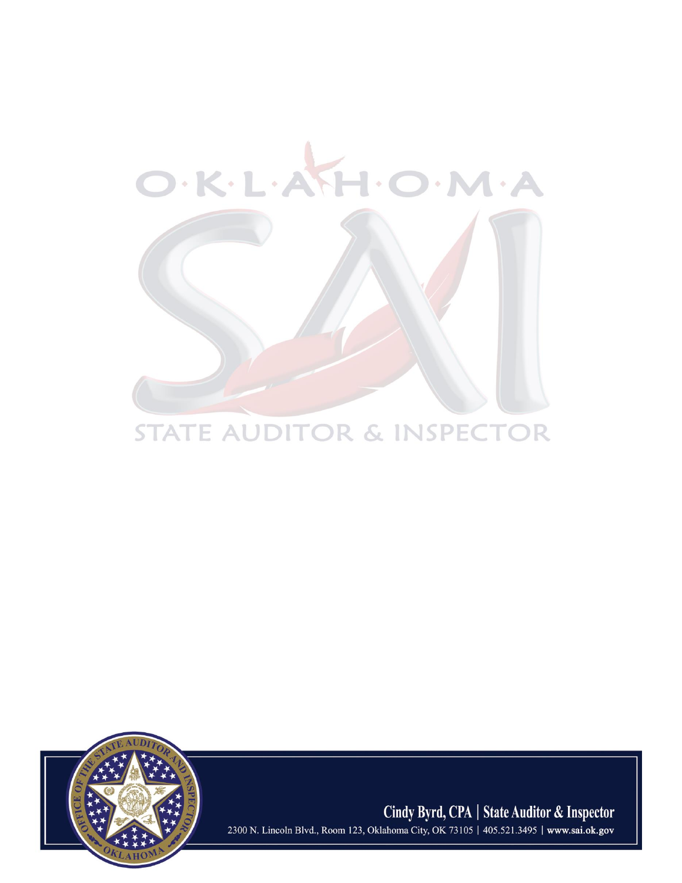OKLAHOMA

SAI

STATE AUDITOR & INSPECTOR

**Cindy Byrd, CPA | State Auditor & Inspector**

2300 N. Lincoln Blvd., Room 123, Oklahoma City, OK 73105 | 405.521.3495 | **www.sai.ok.gov**